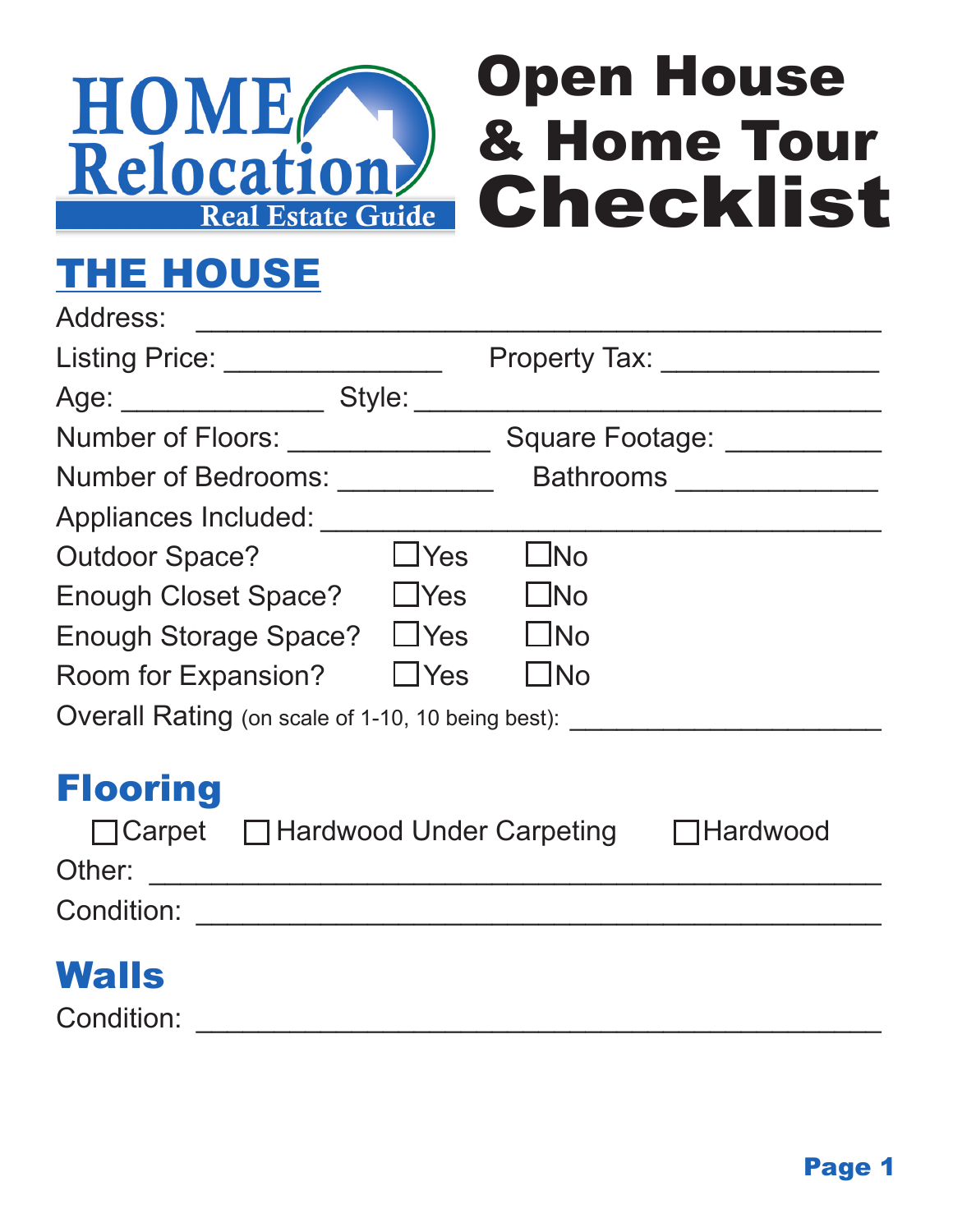HOME Relocation Real Estate Guide

# Open House & Home Tour Checklist

## THE HOUSE

Address: ___________________________________________

Listing Price: ______________ Property Tax: ______________

Age: _____________ Style: _________________________________

Number of Floors: _____________ Square Footage: __________

Number of Bedrooms: __________ Bathrooms _____________

Appliances Included: _________________________________

Outdoor Space? ☐Yes ☐No

Enough Closet Space? ☐Yes ☐No

Enough Storage Space? ☐Yes ☐No

Room for Expansion? ☐Yes ☐No

Overall Rating (on scale of 1-10, 10 being best): ____________________

## Flooring

☐Carpet ☐Hardwood Under Carpeting ☐Hardwood

Other: ______________________________________________

Condition: ___________________________________________

## Walls

Condition: ___________________________________________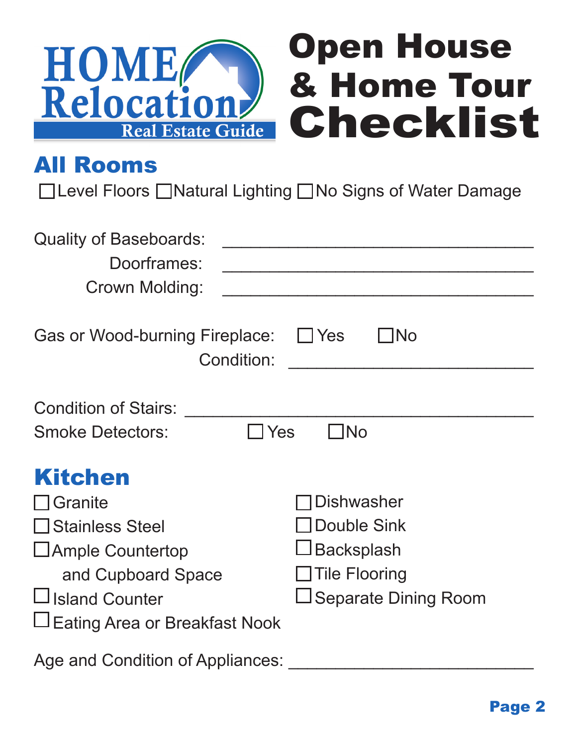HOME Relocation Real Estate Guide

# Open House & Home Tour Checklist

## All Rooms

☐ Level Floors ☐ Natural Lighting ☐ No Signs of Water Damage

Quality of Baseboards: ______________________________

Doorframes: ______________________________

Crown Molding: ______________________________

Gas or Wood-burning Fireplace: ☐ Yes ☐ No

Condition: ______________________________

Condition of Stairs: ______________________________

Smoke Detectors: ☐ Yes ☐ No

## Kitchen

☐ Granite
☐ Stainless Steel
☐ Ample Countertop and Cupboard Space
☐ Island Counter
☐ Eating Area or Breakfast Nook
☐ Dishwasher
☐ Double Sink
☐ Backsplash
☐ Tile Flooring
☐ Separate Dining Room

Age and Condition of Appliances: ______________________________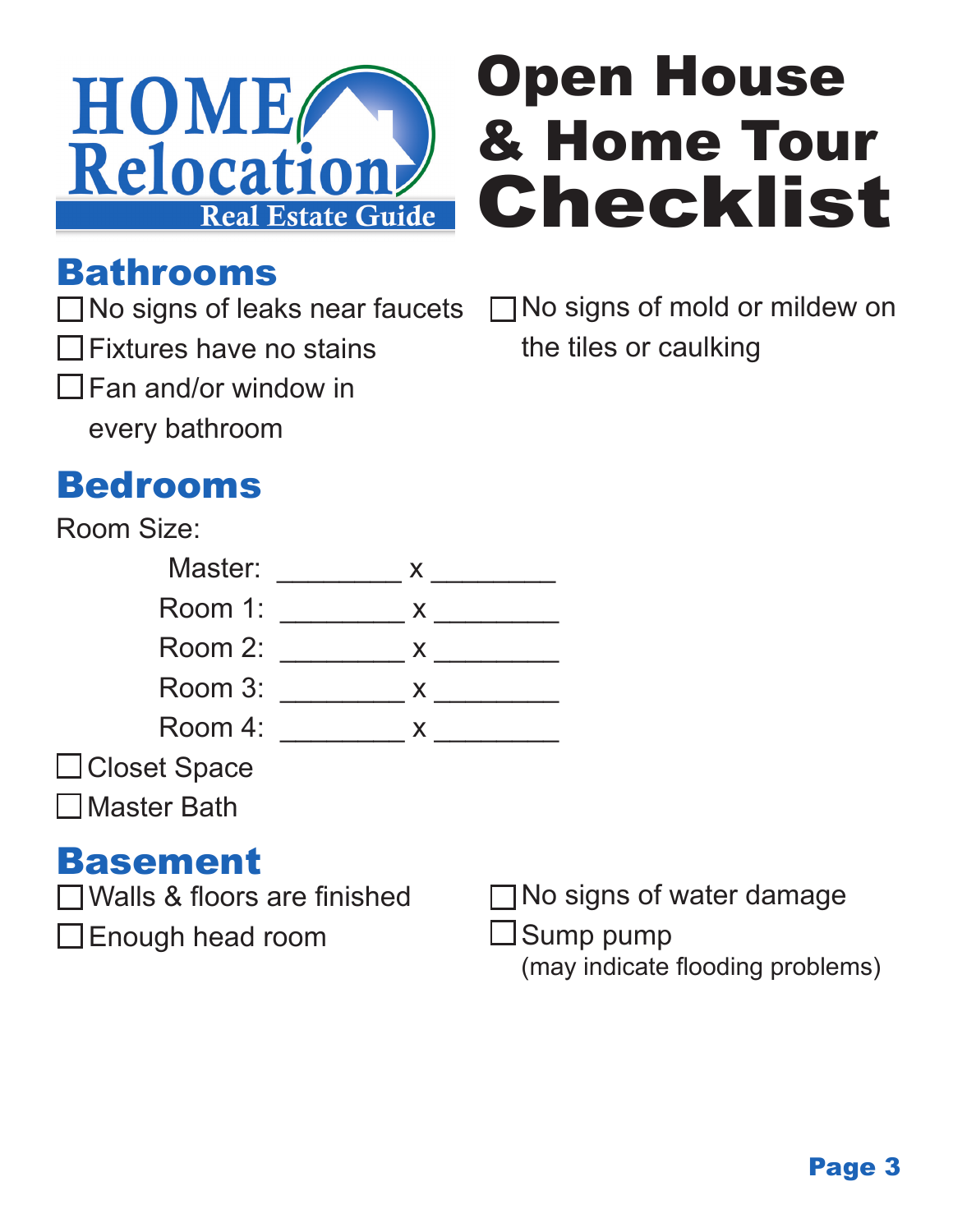HOME Relocation Real Estate Guide

# Open House & Home Tour Checklist

## Bathrooms

- ☐ No signs of leaks near faucets
- ☐ Fixtures have no stains
- ☐ Fan and/or window in every bathroom
- ☐ No signs of mold or mildew on the tiles or caulking

## Bedrooms

Room Size:

Master: ________ x ________

Room 1: ________ x ________

Room 2: ________ x ________

Room 3: ________ x ________

Room 4: ________ x ________

- ☐ Closet Space
- ☐ Master Bath

## Basement

- ☐ Walls & floors are finished
- ☐ Enough head room
- ☐ No signs of water damage
- ☐ Sump pump (may indicate flooding problems)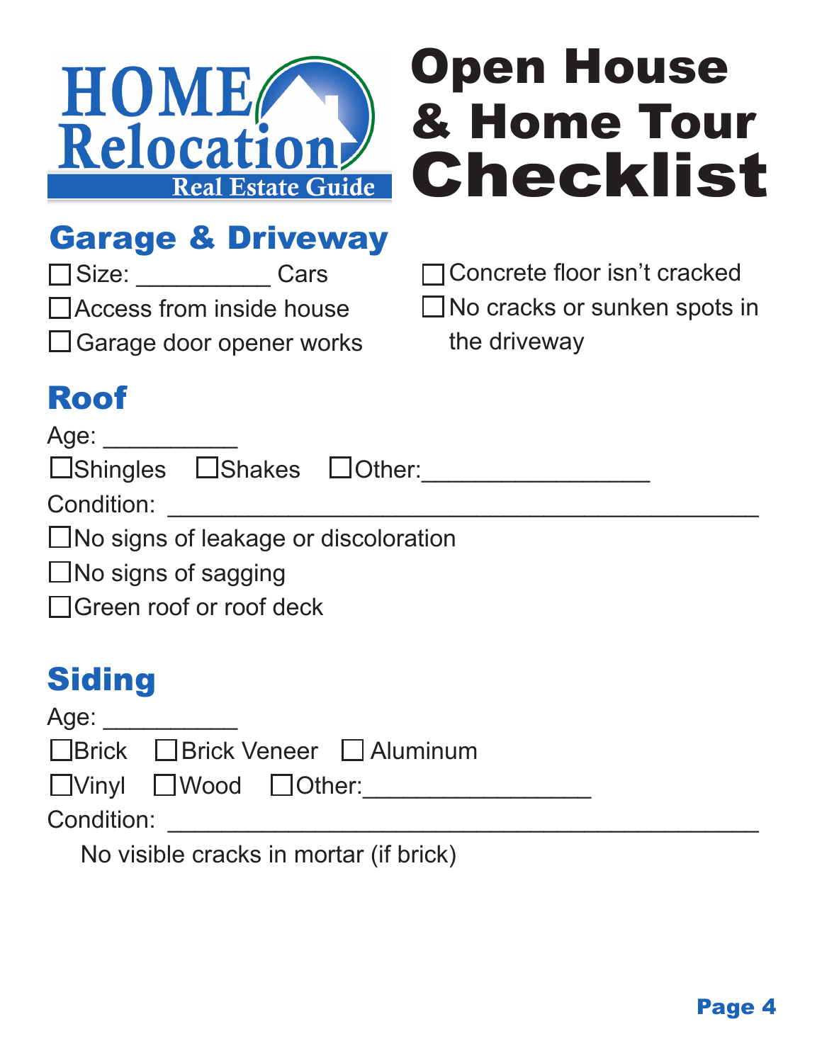HOME Relocation Real Estate Guide

# Open House & Home Tour Checklist

## Garage & Driveway

- ☐ Size: __________ Cars
- ☐ Access from inside house
- ☐ Garage door opener works
- ☐ Concrete floor isn't cracked
- ☐ No cracks or sunken spots in the driveway

## Roof

Age: __________

☐ Shingles ☐ Shakes ☐ Other: ________________

Condition: ____________________________________________

- ☐ No signs of leakage or discoloration
- ☐ No signs of sagging
- ☐ Green roof or roof deck

## Siding

Age: __________

☐ Brick ☐ Brick Veneer ☐ Aluminum

☐ Vinyl ☐ Wood ☐ Other: ________________

Condition: ____________________________________________

No visible cracks in mortar (if brick)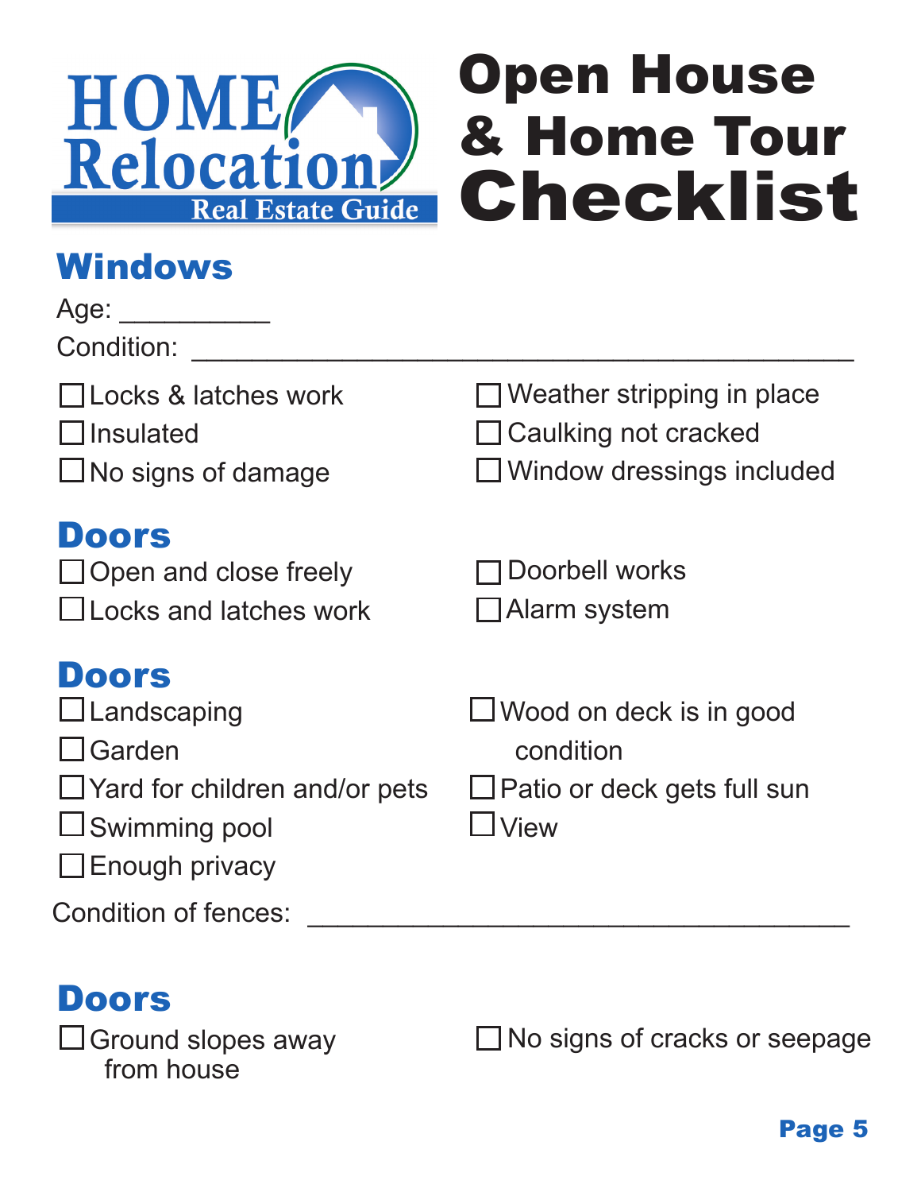HOME Relocation Real Estate Guide

# Open House & Home Tour Checklist

## Windows

Age: __________

Condition: ____________________________________________

- ☐ Locks & latches work
- ☐ Insulated
- ☐ No signs of damage
- ☐ Weather stripping in place
- ☐ Caulking not cracked
- ☐ Window dressings included

## Doors

- ☐ Open and close freely
- ☐ Locks and latches work
- ☐ Doorbell works
- ☐ Alarm system

## Doors

- ☐ Landscaping
- ☐ Garden
- ☐ Yard for children and/or pets
- ☐ Swimming pool
- ☐ Enough privacy
- ☐ Wood on deck is in good condition
- ☐ Patio or deck gets full sun
- ☐ View

Condition of fences: ____________________________________

## Doors

- ☐ Ground slopes away from house
- ☐ No signs of cracks or seepage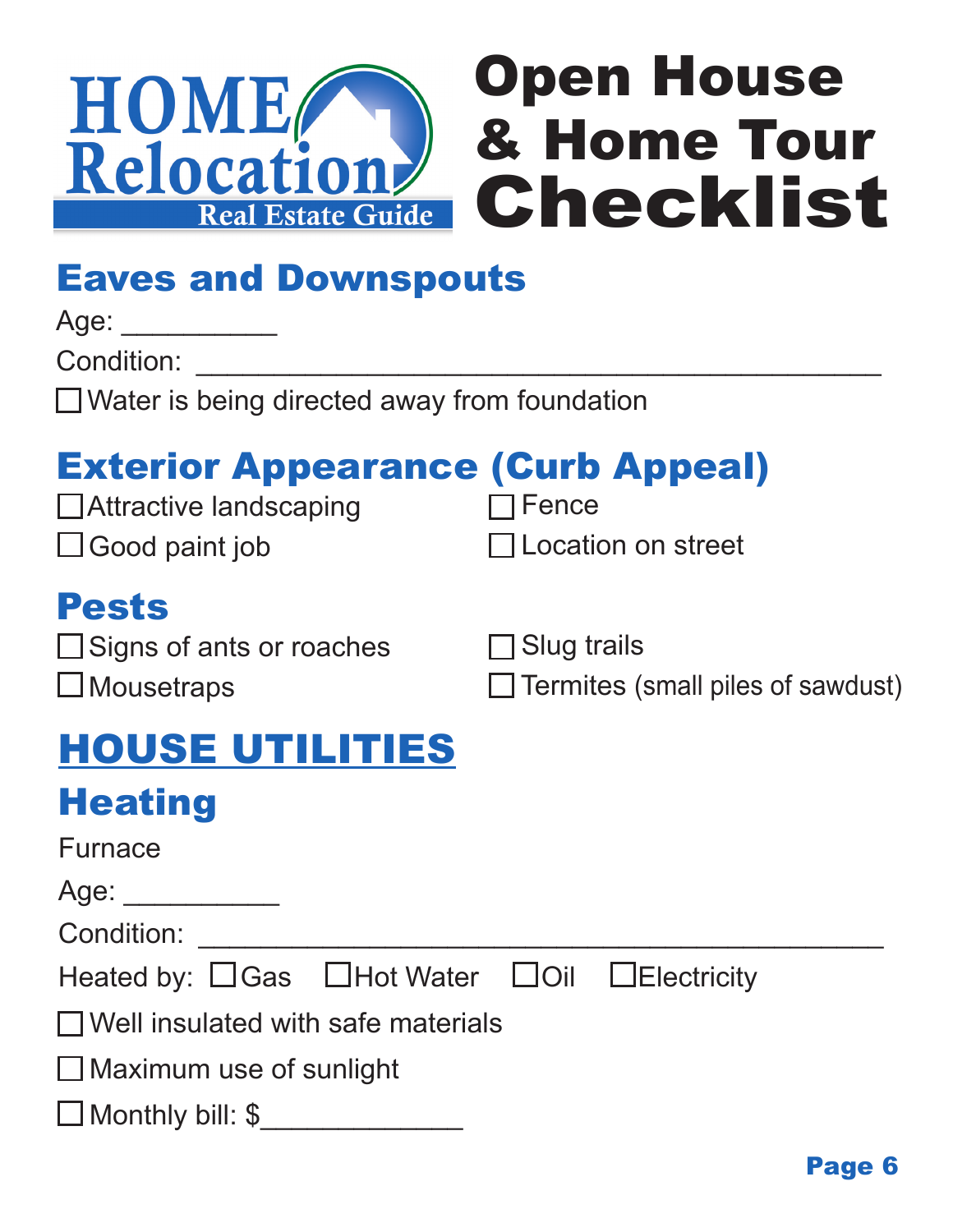HOME Relocation Real Estate Guide

# Open House & Home Tour Checklist

## Eaves and Downspouts

Age: __________

Condition: ____________________________________________

☐ Water is being directed away from foundation

## Exterior Appearance (Curb Appeal)

☐ Attractive landscaping

☐ Good paint job

☐ Fence

☐ Location on street

## Pests

☐ Signs of ants or roaches

☐ Mousetraps

☐ Slug trails

☐ Termites (small piles of sawdust)

# HOUSE UTILITIES

## Heating

Furnace

Age: __________

Condition: ____________________________________________

Heated by: ☐ Gas ☐ Hot Water ☐ Oil ☐ Electricity

☐ Well insulated with safe materials

☐ Maximum use of sunlight

☐ Monthly bill: $_____________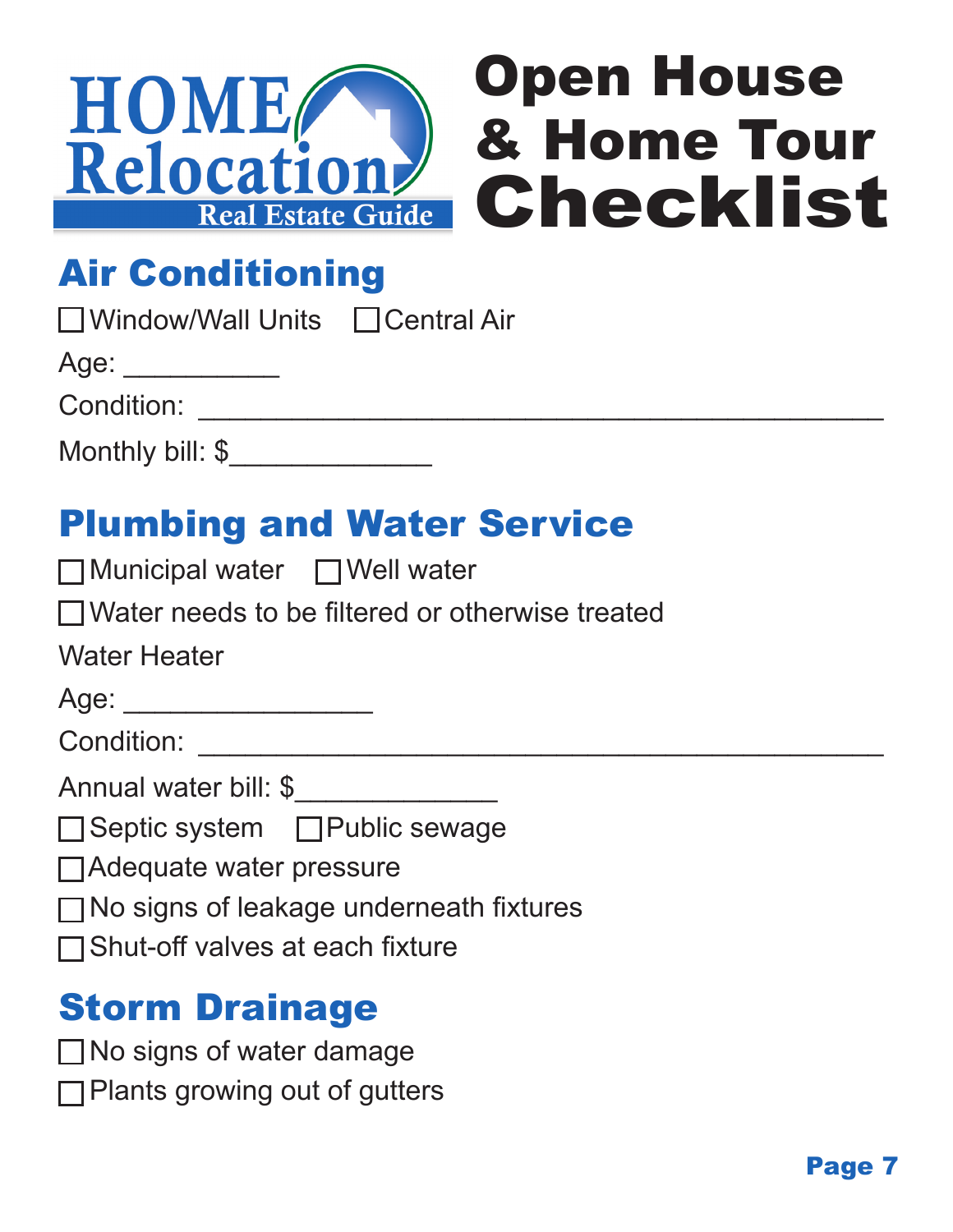HOME Relocation Real Estate Guide

# Open House & Home Tour Checklist

## Air Conditioning

☐ Window/Wall Units ☐ Central Air

Age: __________

Condition: ____________________________________________

Monthly bill: $_____________

## Plumbing and Water Service

☐ Municipal water ☐ Well water

☐ Water needs to be filtered or otherwise treated

Water Heater

Age: ________________

Condition: ____________________________________________

Annual water bill: $_____________

☐ Septic system ☐ Public sewage

☐ Adequate water pressure

☐ No signs of leakage underneath fixtures

☐ Shut-off valves at each fixture

## Storm Drainage

☐ No signs of water damage

☐ Plants growing out of gutters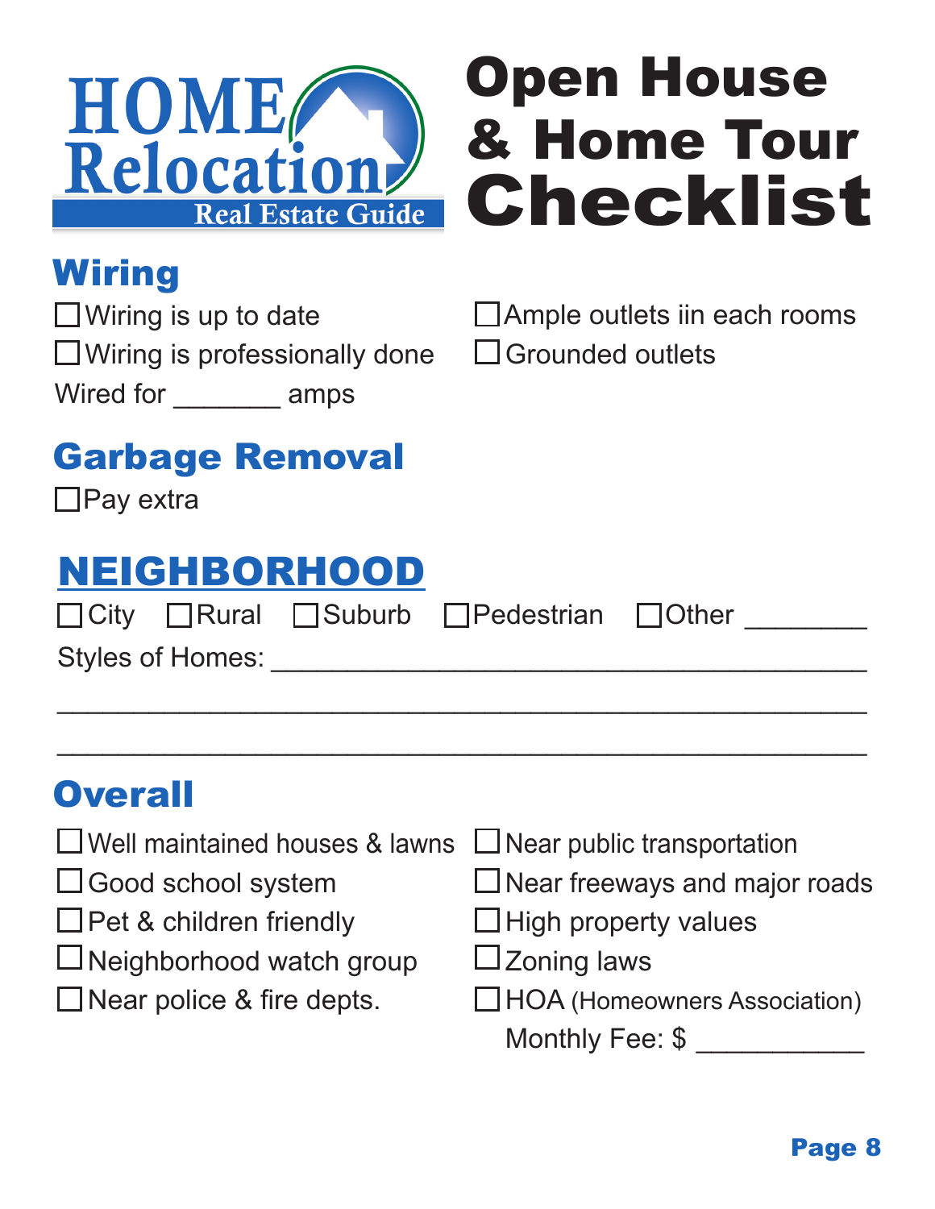HOME Relocation Real Estate Guide

# Open House & Home Tour Checklist

## Wiring

- ☐ Wiring is up to date
- ☐ Wiring is professionally done
- ☐ Ample outlets iin each rooms
- ☐ Grounded outlets

Wired for _______ amps

## Garbage Removal

- ☐ Pay extra

## NEIGHBORHOOD

☐ City ☐ Rural ☐ Suburb ☐ Pedestrian ☐ Other ________

Styles of Homes: ______________________________________

______________________________________________________

______________________________________________________

## Overall

- ☐ Well maintained houses & lawns
- ☐ Good school system
- ☐ Pet & children friendly
- ☐ Neighborhood watch group
- ☐ Near police & fire depts.
- ☐ Near public transportation
- ☐ Near freeways and major roads
- ☐ High property values
- ☐ Zoning laws
- ☐ HOA (Homeowners Association)
  Monthly Fee: $ ___________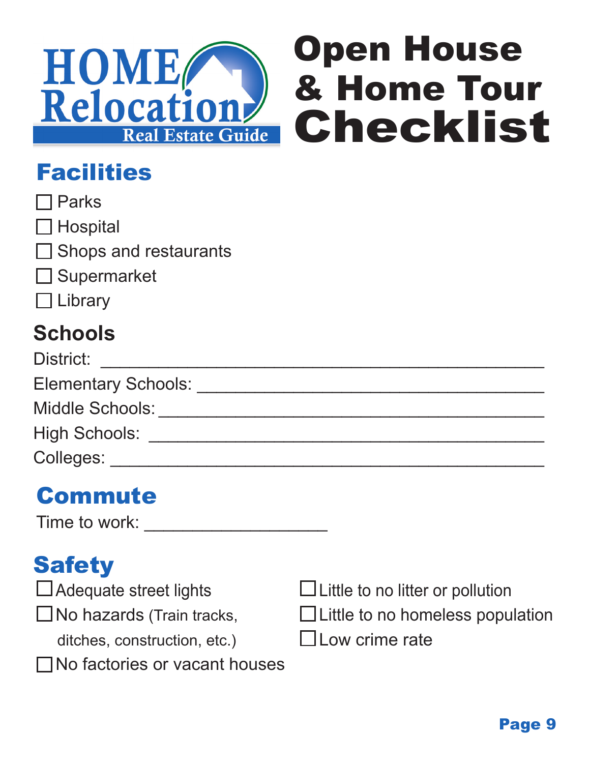HOME Relocation Real Estate Guide

# Open House & Home Tour Checklist

## Facilities

- ☐ Parks
- ☐ Hospital
- ☐ Shops and restaurants
- ☐ Supermarket
- ☐ Library

## Schools

District: ____________________________________________

Elementary Schools: ____________________________________

Middle Schools: ________________________________________

High Schools: _________________________________________

Colleges: _____________________________________________

## Commute

Time to work: ___________________

## Safety

- ☐ Adequate street lights
- ☐ No hazards (Train tracks, ditches, construction, etc.)
- ☐ No factories or vacant houses
- ☐ Little to no litter or pollution
- ☐ Little to no homeless population
- ☐ Low crime rate